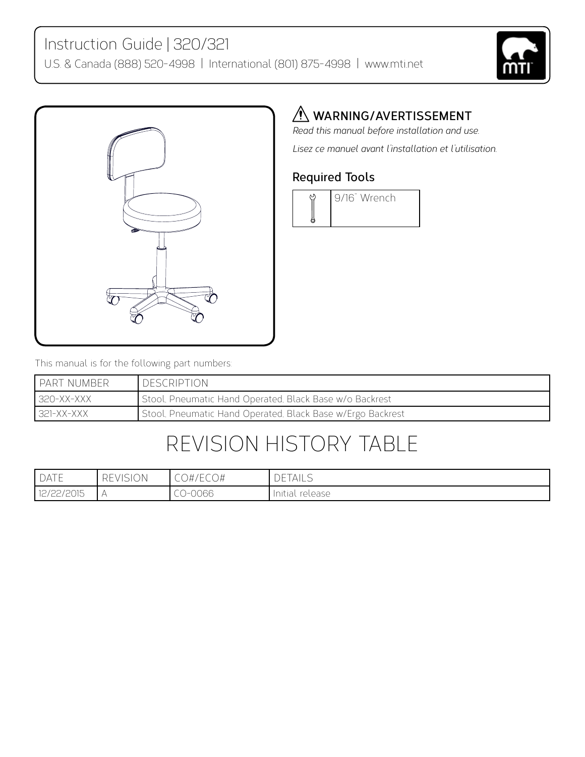# Instruction Guide | 320/321

U.S. & Canada (888) 520-4998 | International (801) 875-4998 | www.mti.net

## ⚠ WARNING/AVERTISSEMENT

*Read this manual before installation and use.*

*Lisez ce manuel avant l'installation et l'utilisation.*

### Required Tools

| | |
|---|---|
| | 9/16" Wrench |

This manual is for the following part numbers:

| PART NUMBER | DESCRIPTION |
|---|---|
| 320-XX-XXX | Stool, Pneumatic Hand Operated, Black Base w/o Backrest |
| 321-XX-XXX | Stool, Pneumatic Hand Operated, Black Base w/Ergo Backrest |

# REVISION HISTORY TABLE

| DATE | REVISION | CO#/ECO# | DETAILS |
|---|---|---|---|
| 12/22/2015 | A | CO-0066 | Initial release |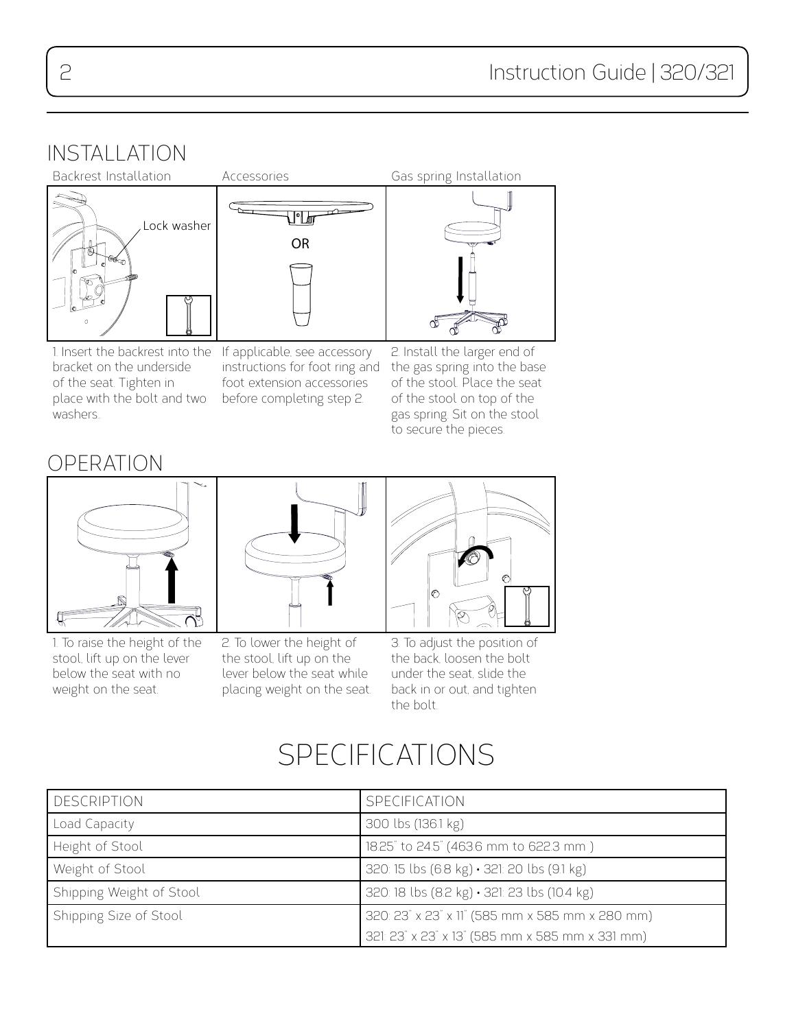# INSTALLATION

### Backrest Installation

Lock washer

1. Insert the backrest into the bracket on the underside of the seat. Tighten in place with the bolt and two washers.

### Accessories

OR

If applicable, see accessory instructions for foot ring and foot extension accessories before completing step 2.

### Gas spring Installation

2. Install the larger end of the gas spring into the base of the stool. Place the seat of the stool on top of the gas spring. Sit on the stool to secure the pieces.

# OPERATION

1. To raise the height of the stool, lift up on the lever below the seat with no weight on the seat.

2. To lower the height of the stool, lift up on the lever below the seat while placing weight on the seat.

3. To adjust the position of the back, loosen the bolt under the seat, slide the back in or out, and tighten the bolt.

# SPECIFICATIONS

| DESCRIPTION | SPECIFICATION |
| --- | --- |
| Load Capacity | 300 lbs (136.1 kg) |
| Height of Stool | 18.25" to 24.5" (463.6 mm to 622.3 mm ) |
| Weight of Stool | 320: 15 lbs (6.8 kg) • 321: 20 lbs (9.1 kg) |
| Shipping Weight of Stool | 320: 18 lbs (8.2 kg) • 321: 23 lbs (10.4 kg) |
| Shipping Size of Stool | 320: 23" x 23" x 11" (585 mm x 585 mm x 280 mm)<br>321: 23" x 23" x 13" (585 mm x 585 mm x 331 mm) |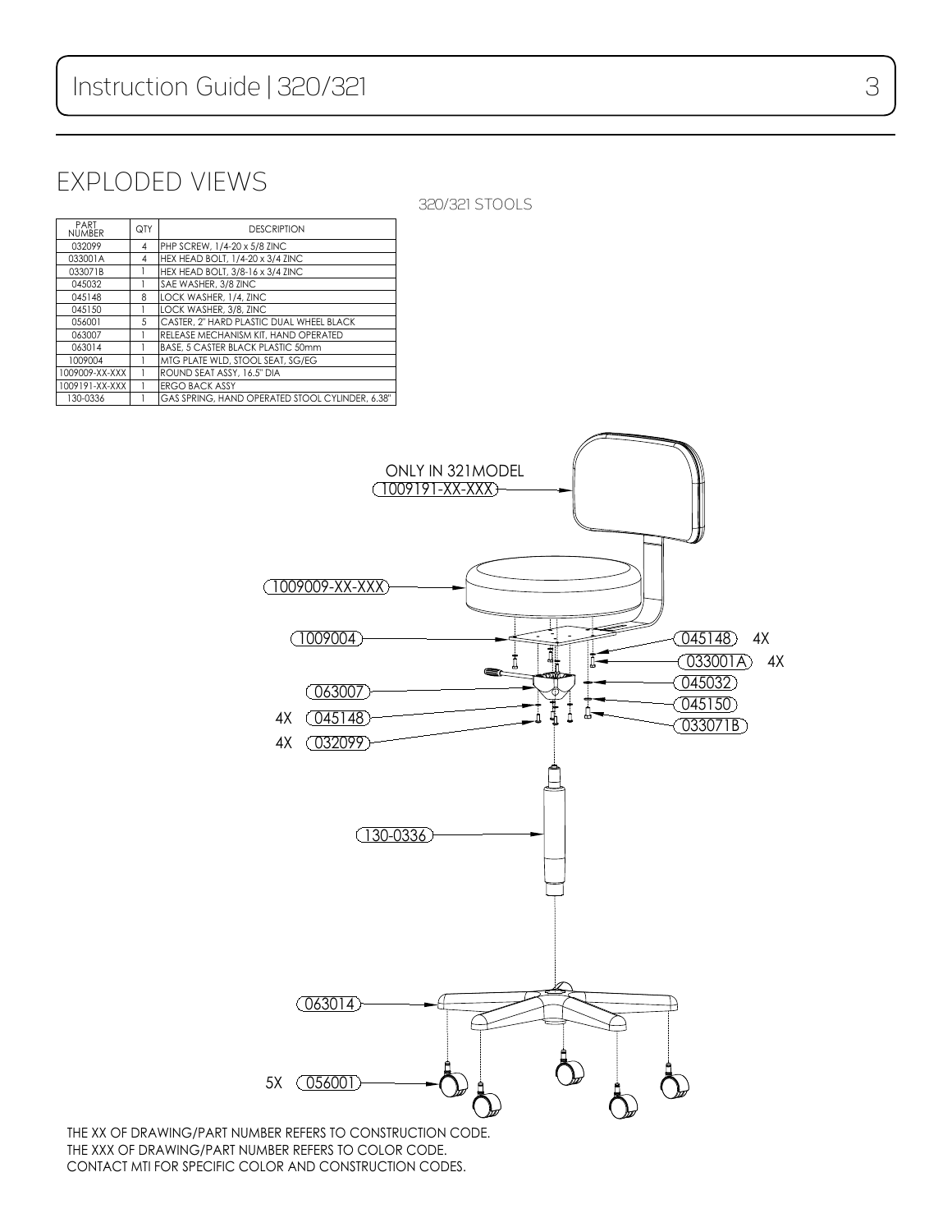# EXPLODED VIEWS

320/321 STOOLS

| PART NUMBER | QTY | DESCRIPTION |
|---|---|---|
| 032099 | 4 | PHP SCREW, 1/4-20 x 5/8 ZINC |
| 033001A | 4 | HEX HEAD BOLT, 1/4-20 x 3/4 ZINC |
| 033071B | 1 | HEX HEAD BOLT, 3/8-16 x 3/4 ZINC |
| 045032 | 1 | SAE WASHER, 3/8 ZINC |
| 045148 | 8 | LOCK WASHER, 1/4, ZINC |
| 045150 | 1 | LOCK WASHER, 3/8, ZINC |
| 056001 | 5 | CASTER, 2" HARD PLASTIC DUAL WHEEL BLACK |
| 063007 | 1 | RELEASE MECHANISM KIT, HAND OPERATED |
| 063014 | 1 | BASE, 5 CASTER BLACK PLASTIC 50mm |
| 1009004 | 1 | MTG PLATE WLD, STOOL SEAT, SG/EG |
| 1009009-XX-XXX | 1 | ROUND SEAT ASSY, 16.5" DIA |
| 1009191-XX-XXX | 1 | ERGO BACK ASSY |
| 130-0336 | 1 | GAS SPRING, HAND OPERATED STOOL CYLINDER, 6.38" |

ONLY IN 321MODEL
1009191-XX-XXX

1009009-XX-XXX

1009004

045148 4X

033001A 4X

063007

045032

045150

4X 045148

033071B

4X 032099

130-0336

063014

5X 056001

THE XX OF DRAWING/PART NUMBER REFERS TO CONSTRUCTION CODE.
THE XXX OF DRAWING/PART NUMBER REFERS TO COLOR CODE.
CONTACT MTI FOR SPECIFIC COLOR AND CONSTRUCTION CODES.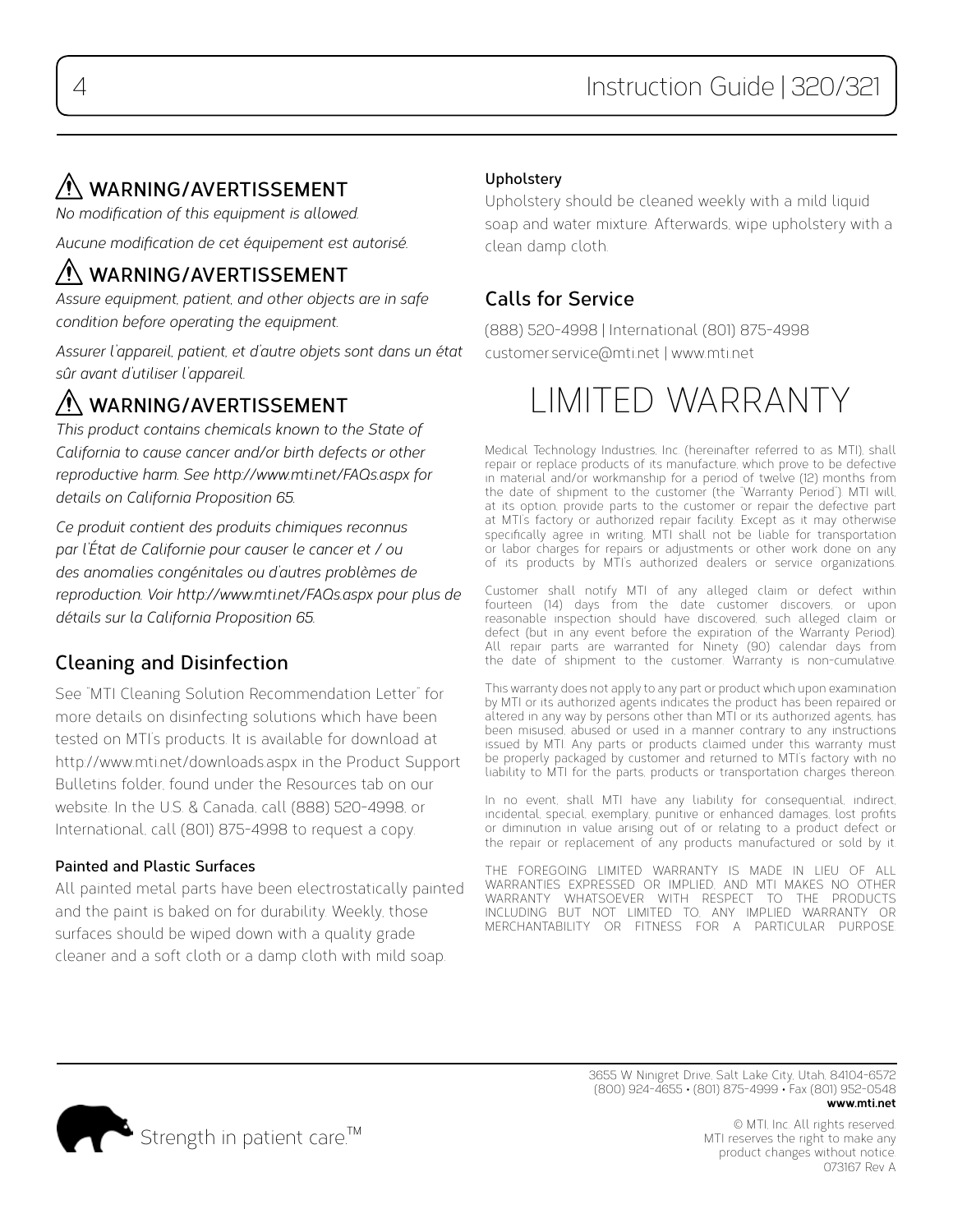## ⚠ WARNING/AVERTISSEMENT

*No modification of this equipment is allowed.*

*Aucune modification de cet équipement est autorisé.*

## ⚠ WARNING/AVERTISSEMENT

*Assure equipment, patient, and other objects are in safe condition before operating the equipment.*

*Assurer l'appareil, patient, et d'autre objets sont dans un état sûr avant d'utiliser l'appareil.*

## ⚠ WARNING/AVERTISSEMENT

*This product contains chemicals known to the State of California to cause cancer and/or birth defects or other reproductive harm. See http://www.mti.net/FAQs.aspx for details on California Proposition 65.*

*Ce produit contient des produits chimiques reconnus par l'État de Californie pour causer le cancer et / ou des anomalies congénitales ou d'autres problèmes de reproduction. Voir http://www.mti.net/FAQs.aspx pour plus de détails sur la California Proposition 65.*

## Cleaning and Disinfection

See "MTI Cleaning Solution Recommendation Letter" for more details on disinfecting solutions which have been tested on MTI's products. It is available for download at http://www.mti.net/downloads.aspx in the Product Support Bulletins folder, found under the Resources tab on our website. In the U.S. & Canada, call (888) 520-4998, or International, call (801) 875-4998 to request a copy.

### Painted and Plastic Surfaces

All painted metal parts have been electrostatically painted and the paint is baked on for durability. Weekly, those surfaces should be wiped down with a quality grade cleaner and a soft cloth or a damp cloth with mild soap.

### Upholstery

Upholstery should be cleaned weekly with a mild liquid soap and water mixture. Afterwards, wipe upholstery with a clean damp cloth.

## Calls for Service

(888) 520-4998 | International (801) 875-4998
customer.service@mti.net | www.mti.net

# LIMITED WARRANTY

Medical Technology Industries, Inc. (hereinafter referred to as MTI), shall repair or replace products of its manufacture, which prove to be defective in material and/or workmanship for a period of twelve (12) months from the date of shipment to the customer (the "Warranty Period"). MTI will, at its option, provide parts to the customer or repair the defective part at MTI's factory or authorized repair facility. Except as it may otherwise specifically agree in writing, MTI shall not be liable for transportation or labor charges for repairs or adjustments or other work done on any of its products by MTI's authorized dealers or service organizations.

Customer shall notify MTI of any alleged claim or defect within fourteen (14) days from the date customer discovers, or upon reasonable inspection should have discovered, such alleged claim or defect (but in any event before the expiration of the Warranty Period). All repair parts are warranted for Ninety (90) calendar days from the date of shipment to the customer. Warranty is non-cumulative.

This warranty does not apply to any part or product which upon examination by MTI or its authorized agents indicates the product has been repaired or altered in any way by persons other than MTI or its authorized agents, has been misused, abused or used in a manner contrary to any instructions issued by MTI. Any parts or products claimed under this warranty must be properly packaged by customer and returned to MTI's factory with no liability to MTI for the parts, products or transportation charges thereon.

In no event, shall MTI have any liability for consequential, indirect, incidental, special, exemplary, punitive or enhanced damages, lost profits or diminution in value arising out of or relating to a product defect or the repair or replacement of any products manufactured or sold by it.

THE FOREGOING LIMITED WARRANTY IS MADE IN LIEU OF ALL WARRANTIES EXPRESSED OR IMPLIED, AND MTI MAKES NO OTHER WARRANTY WHATSOEVER WITH RESPECT TO THE PRODUCTS INCLUDING BUT NOT LIMITED TO, ANY IMPLIED WARRANTY OR MERCHANTABILITY OR FITNESS FOR A PARTICULAR PURPOSE.

Strength in patient care.™

3655 W Ninigret Drive, Salt Lake City, Utah, 84104-6572
(800) 924-4655 • (801) 875-4999 • Fax (801) 952-0548
**www.mti.net**

© MTI, Inc. All rights reserved.
MTI reserves the right to make any product changes without notice.
073167 Rev A